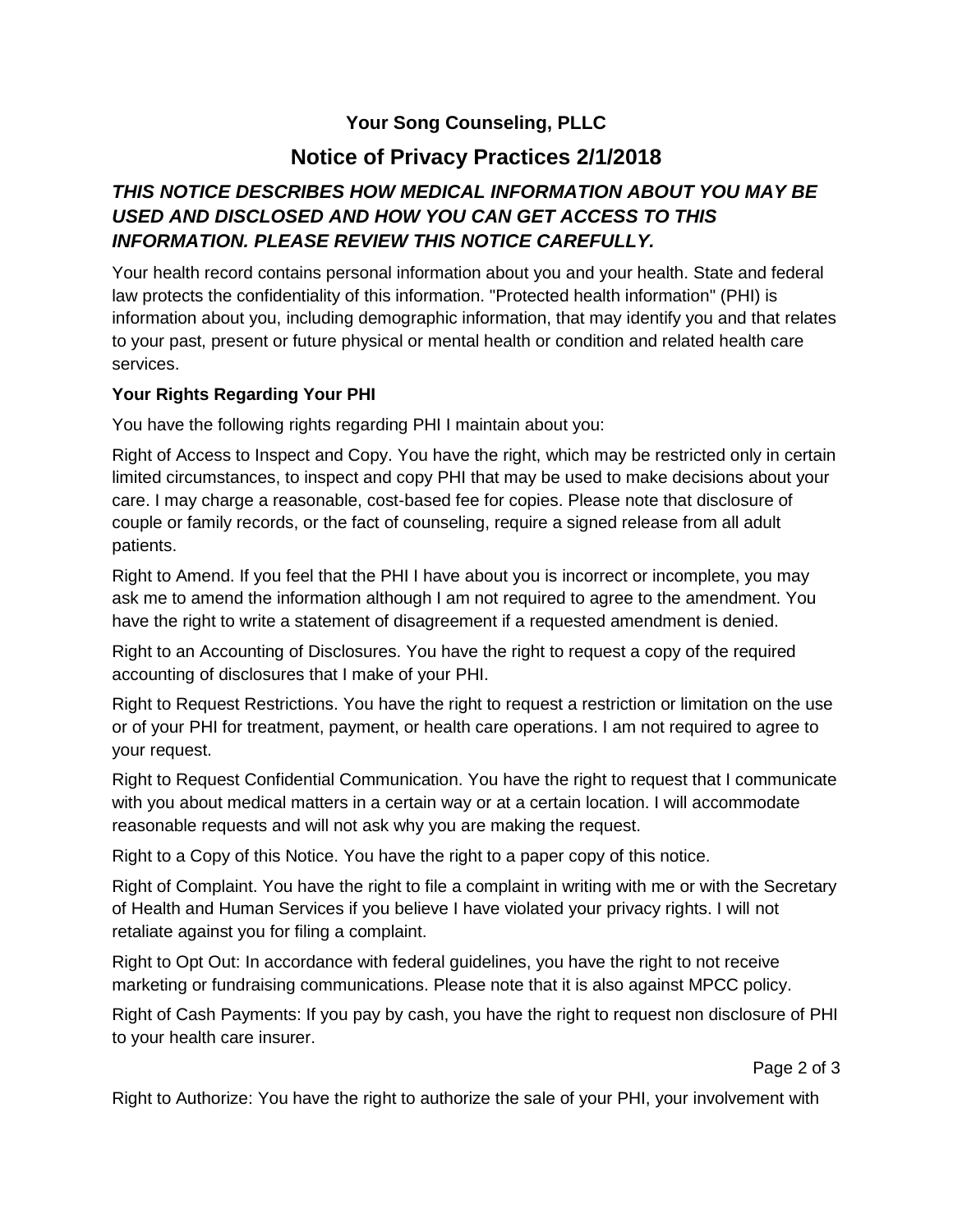## Your Song Counseling, PLLC

# Notice of Privacy Practices 2/1/2018

### *THIS NOTICE DESCRIBES HOW MEDICAL INFORMATION ABOUT YOU MAY BE USED AND DISCLOSED AND HOW YOU CAN GET ACCESS TO THIS INFORMATION. PLEASE REVIEW THIS NOTICE CAREFULLY.*

Your health record contains personal information about you and your health. State and federal law protects the confidentiality of this information. "Protected health information" (PHI) is information about you, including demographic information, that may identify you and that relates to your past, present or future physical or mental health or condition and related health care services.

**Your Rights Regarding Your PHI**

You have the following rights regarding PHI I maintain about you:

Right of Access to Inspect and Copy. You have the right, which may be restricted only in certain limited circumstances, to inspect and copy PHI that may be used to make decisions about your care. I may charge a reasonable, cost-based fee for copies. Please note that disclosure of couple or family records, or the fact of counseling, require a signed release from all adult patients.

Right to Amend. If you feel that the PHI I have about you is incorrect or incomplete, you may ask me to amend the information although I am not required to agree to the amendment. You have the right to write a statement of disagreement if a requested amendment is denied.

Right to an Accounting of Disclosures. You have the right to request a copy of the required accounting of disclosures that I make of your PHI.

Right to Request Restrictions. You have the right to request a restriction or limitation on the use or of your PHI for treatment, payment, or health care operations. I am not required to agree to your request.

Right to Request Confidential Communication. You have the right to request that I communicate with you about medical matters in a certain way or at a certain location. I will accommodate reasonable requests and will not ask why you are making the request.

Right to a Copy of this Notice. You have the right to a paper copy of this notice.

Right of Complaint. You have the right to file a complaint in writing with me or with the Secretary of Health and Human Services if you believe I have violated your privacy rights. I will not retaliate against you for filing a complaint.

Right to Opt Out: In accordance with federal guidelines, you have the right to not receive marketing or fundraising communications. Please note that it is also against MPCC policy.

Right of Cash Payments: If you pay by cash, you have the right to request non disclosure of PHI to your health care insurer.

Right to Authorize: You have the right to authorize the sale of your PHI, your involvement with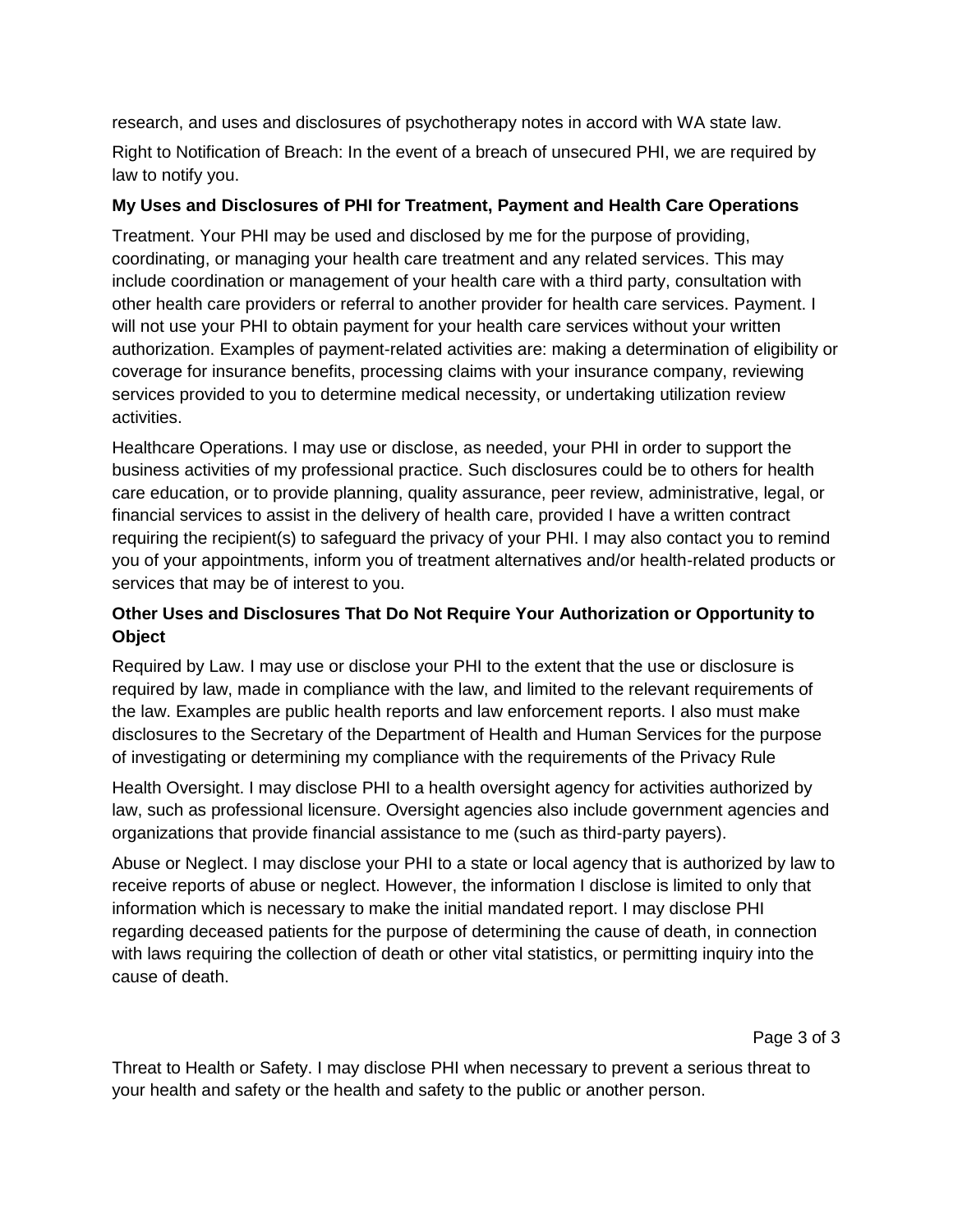research, and uses and disclosures of psychotherapy notes in accord with WA state law.

Right to Notification of Breach: In the event of a breach of unsecured PHI, we are required by law to notify you.

**My Uses and Disclosures of PHI for Treatment, Payment and Health Care Operations**

Treatment. Your PHI may be used and disclosed by me for the purpose of providing, coordinating, or managing your health care treatment and any related services. This may include coordination or management of your health care with a third party, consultation with other health care providers or referral to another provider for health care services. Payment. I will not use your PHI to obtain payment for your health care services without your written authorization. Examples of payment-related activities are: making a determination of eligibility or coverage for insurance benefits, processing claims with your insurance company, reviewing services provided to you to determine medical necessity, or undertaking utilization review activities.

Healthcare Operations. I may use or disclose, as needed, your PHI in order to support the business activities of my professional practice. Such disclosures could be to others for health care education, or to provide planning, quality assurance, peer review, administrative, legal, or financial services to assist in the delivery of health care, provided I have a written contract requiring the recipient(s) to safeguard the privacy of your PHI. I may also contact you to remind you of your appointments, inform you of treatment alternatives and/or health-related products or services that may be of interest to you.

**Other Uses and Disclosures That Do Not Require Your Authorization or Opportunity to Object**

Required by Law. I may use or disclose your PHI to the extent that the use or disclosure is required by law, made in compliance with the law, and limited to the relevant requirements of the law. Examples are public health reports and law enforcement reports. I also must make disclosures to the Secretary of the Department of Health and Human Services for the purpose of investigating or determining my compliance with the requirements of the Privacy Rule

Health Oversight. I may disclose PHI to a health oversight agency for activities authorized by law, such as professional licensure. Oversight agencies also include government agencies and organizations that provide financial assistance to me (such as third-party payers).

Abuse or Neglect. I may disclose your PHI to a state or local agency that is authorized by law to receive reports of abuse or neglect. However, the information I disclose is limited to only that information which is necessary to make the initial mandated report. I may disclose PHI regarding deceased patients for the purpose of determining the cause of death, in connection with laws requiring the collection of death or other vital statistics, or permitting inquiry into the cause of death.

Threat to Health or Safety. I may disclose PHI when necessary to prevent a serious threat to your health and safety or the health and safety to the public or another person.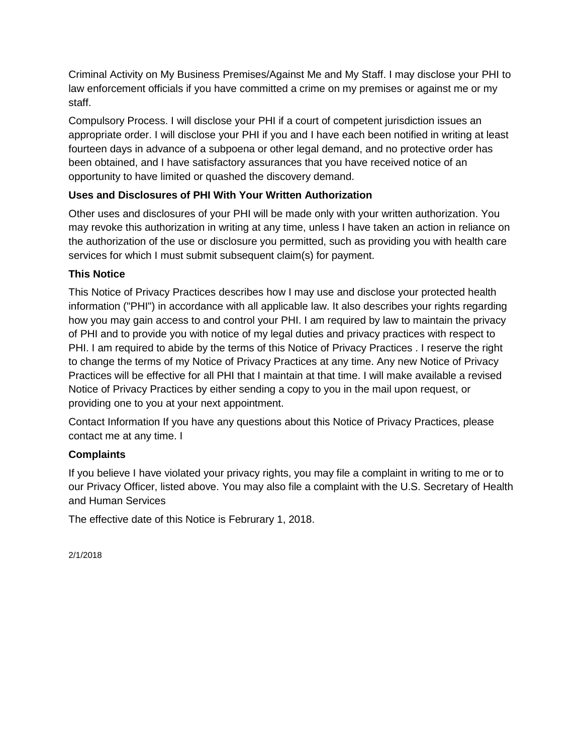Criminal Activity on My Business Premises/Against Me and My Staff. I may disclose your PHI to law enforcement officials if you have committed a crime on my premises or against me or my staff.

Compulsory Process. I will disclose your PHI if a court of competent jurisdiction issues an appropriate order. I will disclose your PHI if you and I have each been notified in writing at least fourteen days in advance of a subpoena or other legal demand, and no protective order has been obtained, and I have satisfactory assurances that you have received notice of an opportunity to have limited or quashed the discovery demand.

**Uses and Disclosures of PHI With Your Written Authorization**

Other uses and disclosures of your PHI will be made only with your written authorization. You may revoke this authorization in writing at any time, unless I have taken an action in reliance on the authorization of the use or disclosure you permitted, such as providing you with health care services for which I must submit subsequent claim(s) for payment.

**This Notice**

This Notice of Privacy Practices describes how I may use and disclose your protected health information ("PHI") in accordance with all applicable law. It also describes your rights regarding how you may gain access to and control your PHI. I am required by law to maintain the privacy of PHI and to provide you with notice of my legal duties and privacy practices with respect to PHI. I am required to abide by the terms of this Notice of Privacy Practices . I reserve the right to change the terms of my Notice of Privacy Practices at any time. Any new Notice of Privacy Practices will be effective for all PHI that I maintain at that time. I will make available a revised Notice of Privacy Practices by either sending a copy to you in the mail upon request, or providing one to you at your next appointment.

Contact Information If you have any questions about this Notice of Privacy Practices, please contact me at any time. I

**Complaints**

If you believe I have violated your privacy rights, you may file a complaint in writing to me or to our Privacy Officer, listed above. You may also file a complaint with the U.S. Secretary of Health and Human Services

The effective date of this Notice is Februrary 1, 2018.

2/1/2018